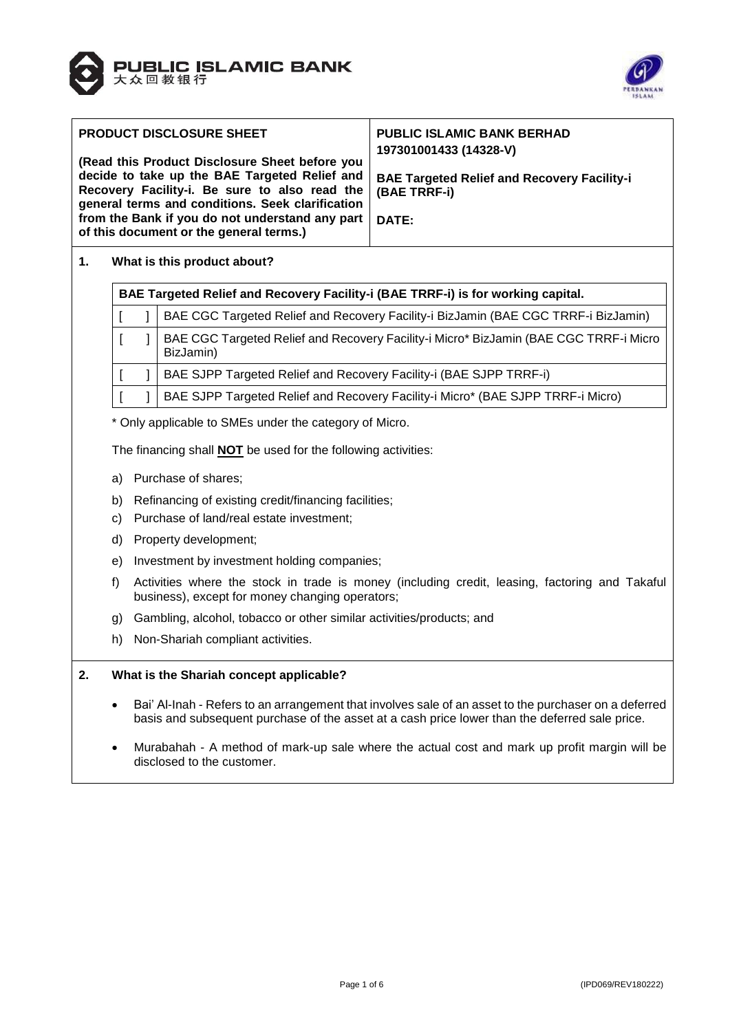PUBLIC ISLAMIC BANK
大众回教银行

| **PRODUCT DISCLOSURE SHEET**<br><br>**(Read this Product Disclosure Sheet before you decide to take up the BAE Targeted Relief and Recovery Facility-i. Be sure to also read the general terms and conditions. Seek clarification from the Bank if you do not understand any part of this document or the general terms.)** | **PUBLIC ISLAMIC BANK BERHAD**<br>**197301001433 (14328-V)**<br><br>**BAE Targeted Relief and Recovery Facility-i (BAE TRRF-i)**<br><br>**DATE:** |
|---|---|

## 1. What is this product about?

| **BAE Targeted Relief and Recovery Facility-i (BAE TRRF-i) is for working capital.** | |
|---|---|
| [ ] | BAE CGC Targeted Relief and Recovery Facility-i BizJamin (BAE CGC TRRF-i BizJamin) |
| [ ] | BAE CGC Targeted Relief and Recovery Facility-i Micro* BizJamin (BAE CGC TRRF-i Micro BizJamin) |
| [ ] | BAE SJPP Targeted Relief and Recovery Facility-i (BAE SJPP TRRF-i) |
| [ ] | BAE SJPP Targeted Relief and Recovery Facility-i Micro* (BAE SJPP TRRF-i Micro) |

* Only applicable to SMEs under the category of Micro.

The financing shall **NOT** be used for the following activities:

a) Purchase of shares;
b) Refinancing of existing credit/financing facilities;
c) Purchase of land/real estate investment;
d) Property development;
e) Investment by investment holding companies;
f) Activities where the stock in trade is money (including credit, leasing, factoring and Takaful business), except for money changing operators;
g) Gambling, alcohol, tobacco or other similar activities/products; and
h) Non-Shariah compliant activities.

## 2. What is the Shariah concept applicable?

- Bai' Al-Inah - Refers to an arrangement that involves sale of an asset to the purchaser on a deferred basis and subsequent purchase of the asset at a cash price lower than the deferred sale price.
- Murabahah - A method of mark-up sale where the actual cost and mark up profit margin will be disclosed to the customer.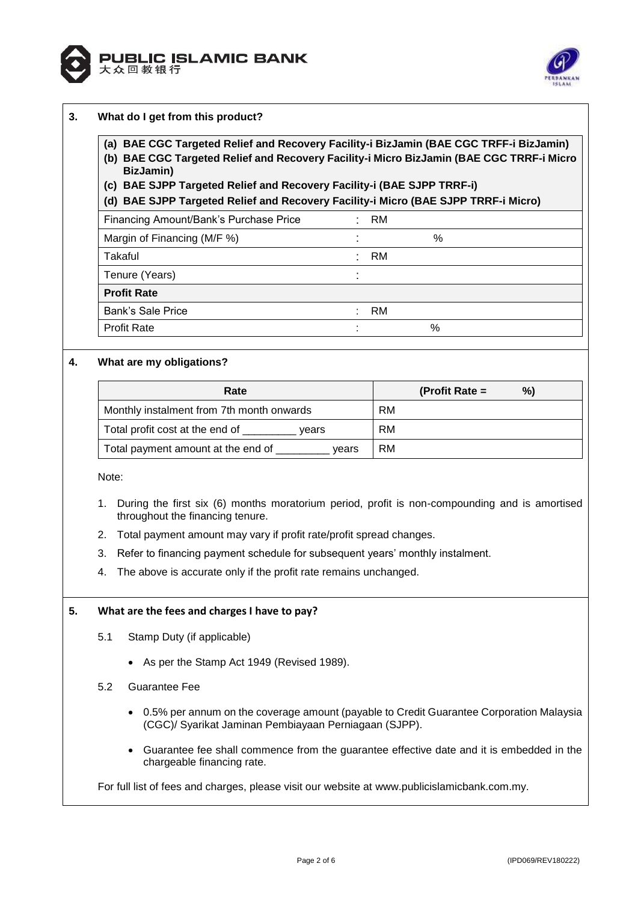## 3. What do I get from this product?

**(a) BAE CGC Targeted Relief and Recovery Facility-i BizJamin (BAE CGC TRFF-i BizJamin)**
**(b) BAE CGC Targeted Relief and Recovery Facility-i Micro BizJamin (BAE CGC TRRF-i Micro BizJamin)**
**(c) BAE SJPP Targeted Relief and Recovery Facility-i (BAE SJPP TRRF-i)**
**(d) BAE SJPP Targeted Relief and Recovery Facility-i Micro (BAE SJPP TRRF-i Micro)**

| | | |
|---|---|---|
| Financing Amount/Bank's Purchase Price | : | RM |
| Margin of Financing (M/F %) | : | % |
| Takaful | : | RM |
| Tenure (Years) | : | |
| **Profit Rate** | | |
| Bank's Sale Price | : | RM |
| Profit Rate | : | % |

## 4. What are my obligations?

| Rate | (Profit Rate = %) |
|---|---|
| Monthly instalment from 7th month onwards | RM |
| Total profit cost at the end of _________ years | RM |
| Total payment amount at the end of _________ years | RM |

Note:

1. During the first six (6) months moratorium period, profit is non-compounding and is amortised throughout the financing tenure.
2. Total payment amount may vary if profit rate/profit spread changes.
3. Refer to financing payment schedule for subsequent years' monthly instalment.
4. The above is accurate only if the profit rate remains unchanged.

## 5. What are the fees and charges I have to pay?

5.1 Stamp Duty (if applicable)

- As per the Stamp Act 1949 (Revised 1989).

5.2 Guarantee Fee

- 0.5% per annum on the coverage amount (payable to Credit Guarantee Corporation Malaysia (CGC)/ Syarikat Jaminan Pembiayaan Perniagaan (SJPP).
- Guarantee fee shall commence from the guarantee effective date and it is embedded in the chargeable financing rate.

For full list of fees and charges, please visit our website at www.publicislamicbank.com.my.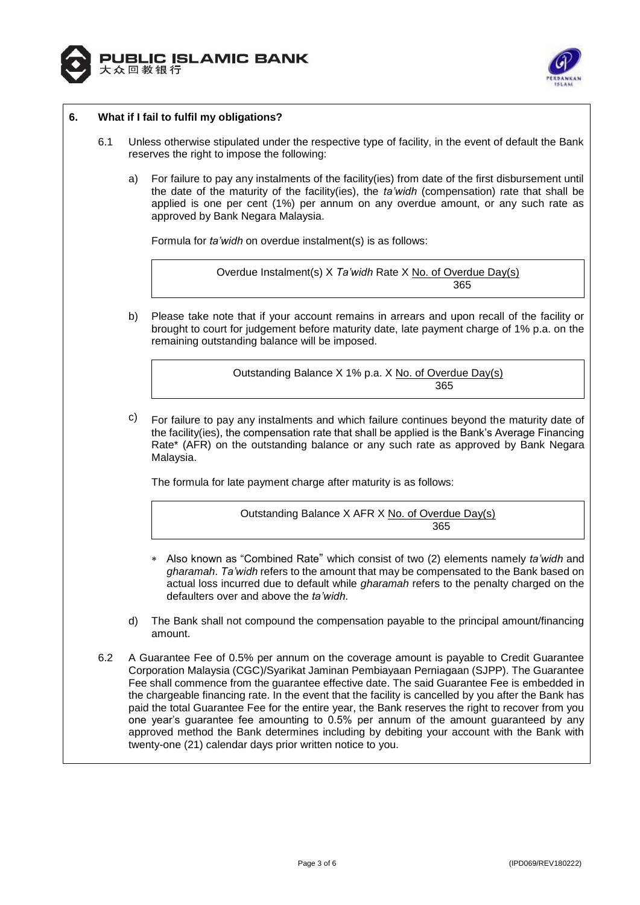## 6. What if I fail to fulfil my obligations?

6.1 Unless otherwise stipulated under the respective type of facility, in the event of default the Bank reserves the right to impose the following:

a) For failure to pay any instalments of the facility(ies) from date of the first disbursement until the date of the maturity of the facility(ies), the *ta'widh* (compensation) rate that shall be applied is one per cent (1%) per annum on any overdue amount, or any such rate as approved by Bank Negara Malaysia.

Formula for *ta'widh* on overdue instalment(s) is as follows:

$$\text{Overdue Instalment(s)} \times \textit{Ta'widh} \text{ Rate} \times \frac{\text{No. of Overdue Day(s)}}{365}$$

b) Please take note that if your account remains in arrears and upon recall of the facility or brought to court for judgement before maturity date, late payment charge of 1% p.a. on the remaining outstanding balance will be imposed.

$$\text{Outstanding Balance} \times 1\% \text{ p.a.} \times \frac{\text{No. of Overdue Day(s)}}{365}$$

c) For failure to pay any instalments and which failure continues beyond the maturity date of the facility(ies), the compensation rate that shall be applied is the Bank's Average Financing Rate* (AFR) on the outstanding balance or any such rate as approved by Bank Negara Malaysia.

The formula for late payment charge after maturity is as follows:

$$\text{Outstanding Balance} \times \text{AFR} \times \frac{\text{No. of Overdue Day(s)}}{365}$$

* Also known as "Combined Rate" which consist of two (2) elements namely *ta'widh* and *gharamah*. *Ta'widh* refers to the amount that may be compensated to the Bank based on actual loss incurred due to default while *gharamah* refers to the penalty charged on the defaulters over and above the *ta'widh*.

d) The Bank shall not compound the compensation payable to the principal amount/financing amount.

6.2 A Guarantee Fee of 0.5% per annum on the coverage amount is payable to Credit Guarantee Corporation Malaysia (CGC)/Syarikat Jaminan Pembiayaan Perniagaan (SJPP). The Guarantee Fee shall commence from the guarantee effective date. The said Guarantee Fee is embedded in the chargeable financing rate. In the event that the facility is cancelled by you after the Bank has paid the total Guarantee Fee for the entire year, the Bank reserves the right to recover from you one year's guarantee fee amounting to 0.5% per annum of the amount guaranteed by any approved method the Bank determines including by debiting your account with the Bank with twenty-one (21) calendar days prior written notice to you.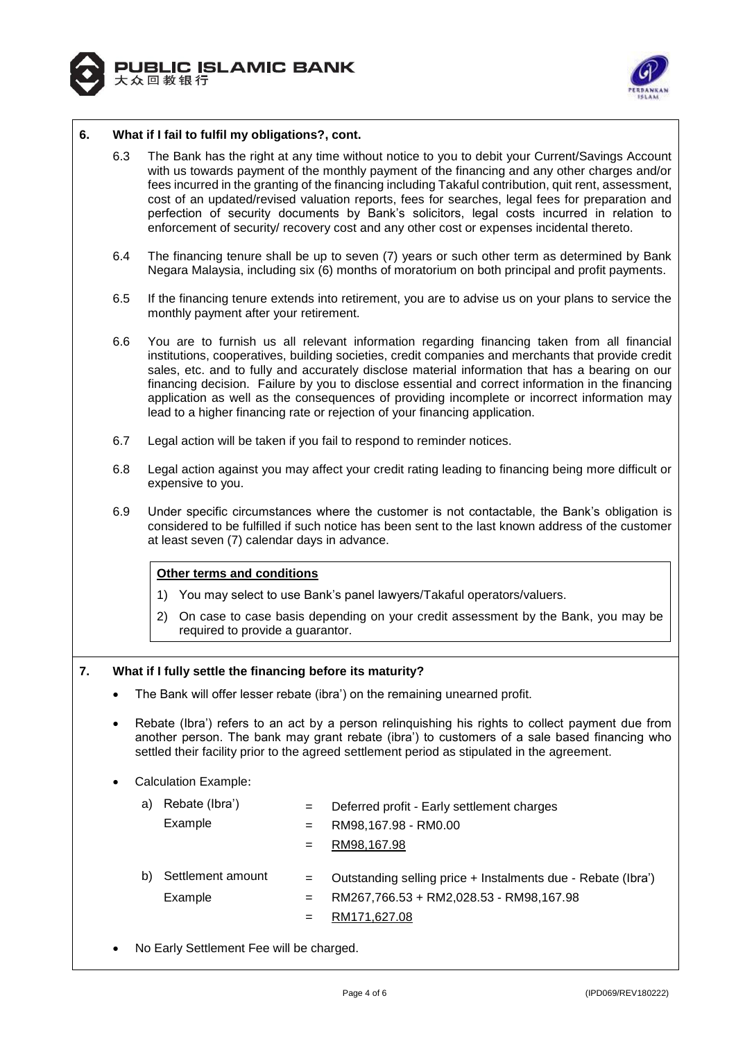## 6. What if I fail to fulfil my obligations?, cont.

6.3 The Bank has the right at any time without notice to you to debit your Current/Savings Account with us towards payment of the monthly payment of the financing and any other charges and/or fees incurred in the granting of the financing including Takaful contribution, quit rent, assessment, cost of an updated/revised valuation reports, fees for searches, legal fees for preparation and perfection of security documents by Bank's solicitors, legal costs incurred in relation to enforcement of security/ recovery cost and any other cost or expenses incidental thereto.

6.4 The financing tenure shall be up to seven (7) years or such other term as determined by Bank Negara Malaysia, including six (6) months of moratorium on both principal and profit payments.

6.5 If the financing tenure extends into retirement, you are to advise us on your plans to service the monthly payment after your retirement.

6.6 You are to furnish us all relevant information regarding financing taken from all financial institutions, cooperatives, building societies, credit companies and merchants that provide credit sales, etc. and to fully and accurately disclose material information that has a bearing on our financing decision. Failure by you to disclose essential and correct information in the financing application as well as the consequences of providing incomplete or incorrect information may lead to a higher financing rate or rejection of your financing application.

6.7 Legal action will be taken if you fail to respond to reminder notices.

6.8 Legal action against you may affect your credit rating leading to financing being more difficult or expensive to you.

6.9 Under specific circumstances where the customer is not contactable, the Bank's obligation is considered to be fulfilled if such notice has been sent to the last known address of the customer at least seven (7) calendar days in advance.

**Other terms and conditions**

1) You may select to use Bank's panel lawyers/Takaful operators/valuers.
2) On case to case basis depending on your credit assessment by the Bank, you may be required to provide a guarantor.

## 7. What if I fully settle the financing before its maturity?

- The Bank will offer lesser rebate (ibra') on the remaining unearned profit.
- Rebate (Ibra') refers to an act by a person relinquishing his rights to collect payment due from another person. The bank may grant rebate (ibra') to customers of a sale based financing who settled their facility prior to the agreed settlement period as stipulated in the agreement.
- Calculation Example:

a) Rebate (Ibra') = Deferred profit - Early settlement charges
Example = RM98,167.98 - RM0.00
= RM98,167.98

b) Settlement amount = Outstanding selling price + Instalments due - Rebate (Ibra')
Example = RM267,766.53 + RM2,028.53 - RM98,167.98
= RM171,627.08

- No Early Settlement Fee will be charged.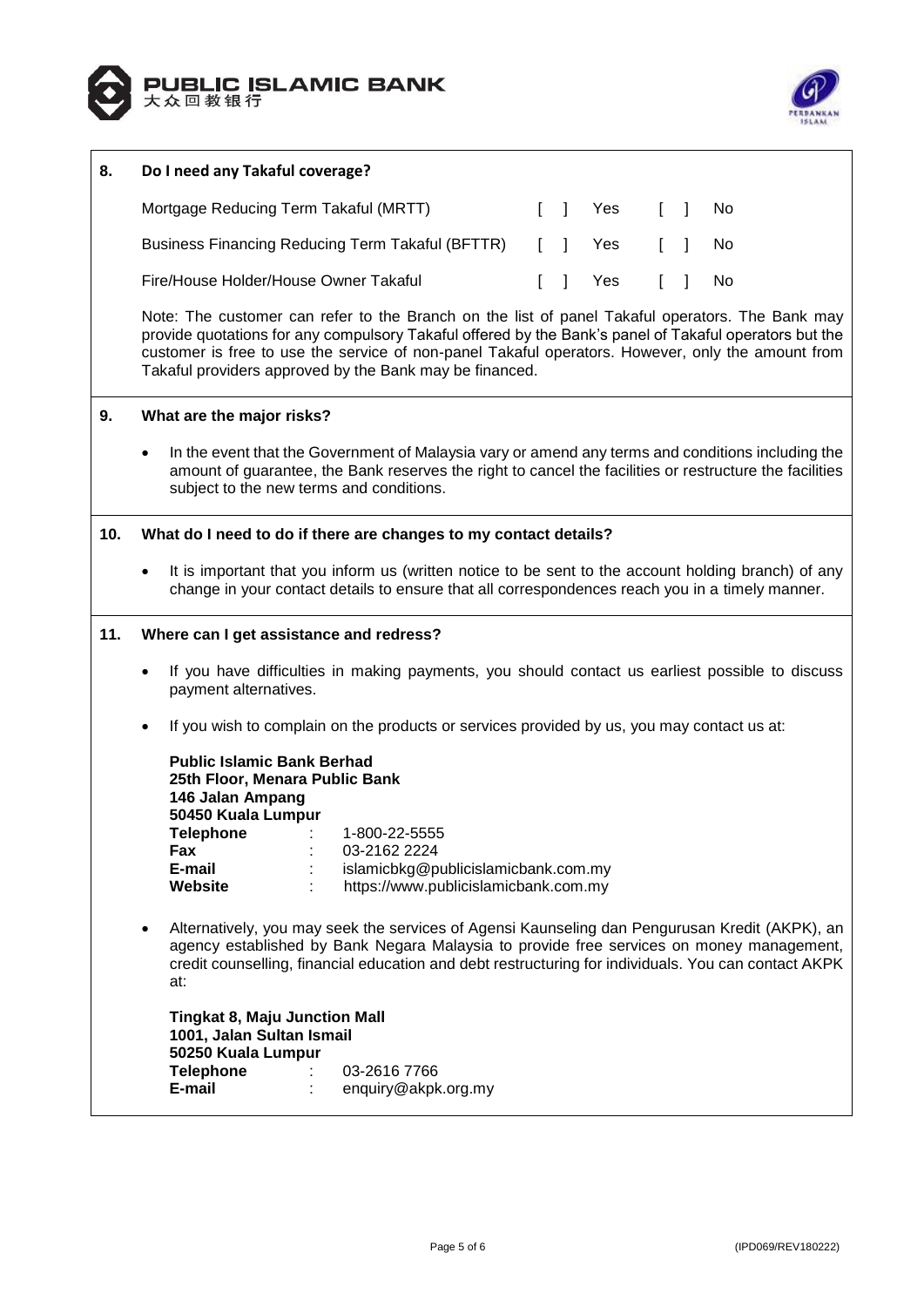## 8. Do I need any Takaful coverage?

| | | | | |
|---|---|---|---|---|
| Mortgage Reducing Term Takaful (MRTT) | [ ] | Yes | [ ] | No |
| Business Financing Reducing Term Takaful (BFTTR) | [ ] | Yes | [ ] | No |
| Fire/House Holder/House Owner Takaful | [ ] | Yes | [ ] | No |

Note: The customer can refer to the Branch on the list of panel Takaful operators. The Bank may provide quotations for any compulsory Takaful offered by the Bank's panel of Takaful operators but the customer is free to use the service of non-panel Takaful operators. However, only the amount from Takaful providers approved by the Bank may be financed.

## 9. What are the major risks?

- In the event that the Government of Malaysia vary or amend any terms and conditions including the amount of guarantee, the Bank reserves the right to cancel the facilities or restructure the facilities subject to the new terms and conditions.

## 10. What do I need to do if there are changes to my contact details?

- It is important that you inform us (written notice to be sent to the account holding branch) of any change in your contact details to ensure that all correspondences reach you in a timely manner.

## 11. Where can I get assistance and redress?

- If you have difficulties in making payments, you should contact us earliest possible to discuss payment alternatives.
- If you wish to complain on the products or services provided by us, you may contact us at:

**Public Islamic Bank Berhad**
**25th Floor, Menara Public Bank**
**146 Jalan Ampang**
**50450 Kuala Lumpur**
**Telephone** : 1-800-22-5555
**Fax** : 03-2162 2224
**E-mail** : islamicbkg@publicislamicbank.com.my
**Website** : https://www.publicislamicbank.com.my

- Alternatively, you may seek the services of Agensi Kaunseling dan Pengurusan Kredit (AKPK), an agency established by Bank Negara Malaysia to provide free services on money management, credit counselling, financial education and debt restructuring for individuals. You can contact AKPK at:

**Tingkat 8, Maju Junction Mall**
**1001, Jalan Sultan Ismail**
**50250 Kuala Lumpur**
**Telephone** : 03-2616 7766
**E-mail** : enquiry@akpk.org.my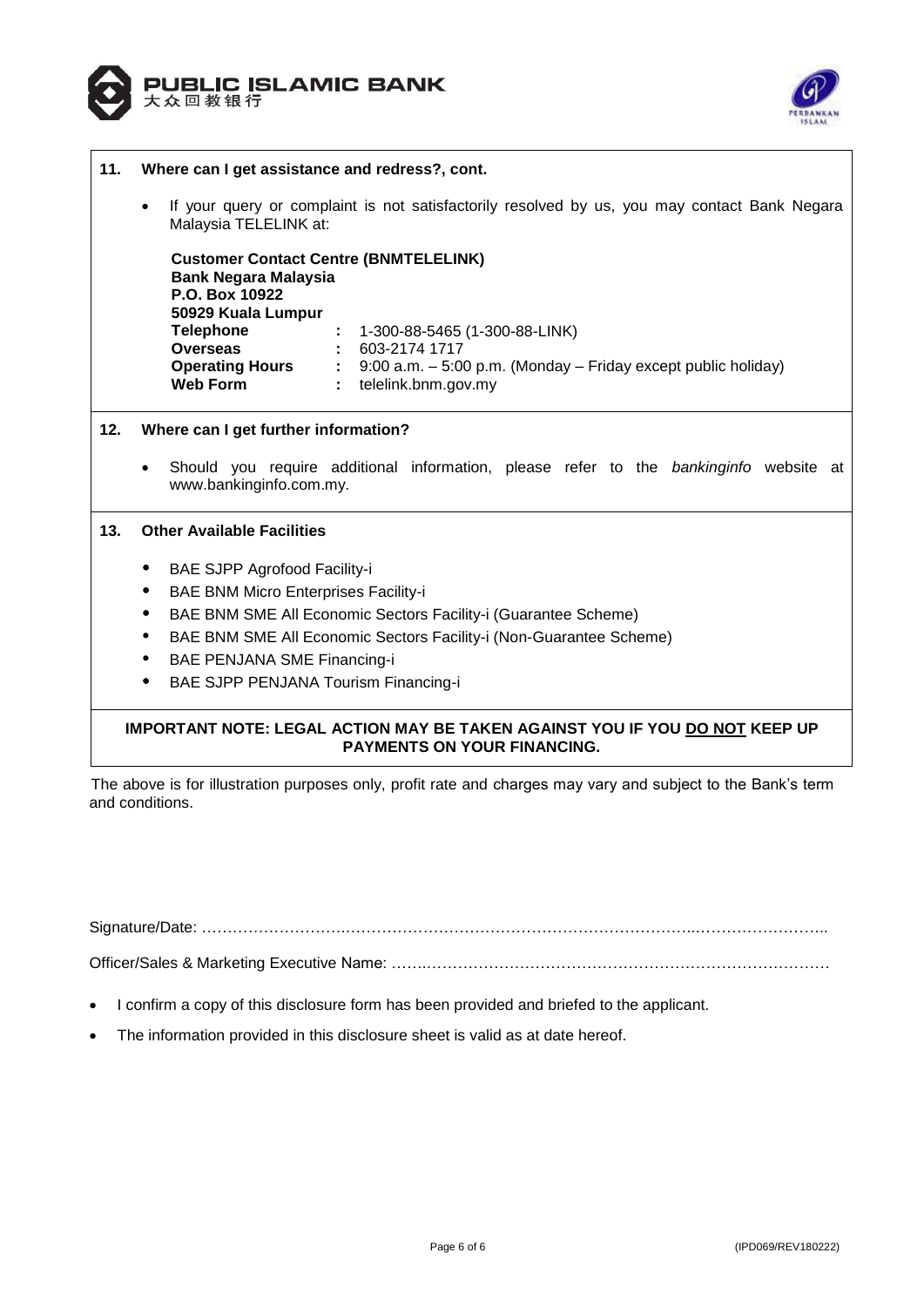## 11. Where can I get assistance and redress?, cont.

- If your query or complaint is not satisfactorily resolved by us, you may contact Bank Negara Malaysia TELELINK at:

**Customer Contact Centre (BNMTELELINK)**
**Bank Negara Malaysia**
**P.O. Box 10922**
**50929 Kuala Lumpur**

| | | |
|---|---|---|
| **Telephone** | : | 1-300-88-5465 (1-300-88-LINK) |
| **Overseas** | : | 603-2174 1717 |
| **Operating Hours** | : | 9:00 a.m. – 5:00 p.m. (Monday – Friday except public holiday) |
| **Web Form** | : | telelink.bnm.gov.my |

## 12. Where can I get further information?

- Should you require additional information, please refer to the *bankinginfo* website at www.bankinginfo.com.my.

## 13. Other Available Facilities

- BAE SJPP Agrofood Facility-i
- BAE BNM Micro Enterprises Facility-i
- BAE BNM SME All Economic Sectors Facility-i (Guarantee Scheme)
- BAE BNM SME All Economic Sectors Facility-i (Non-Guarantee Scheme)
- BAE PENJANA SME Financing-i
- BAE SJPP PENJANA Tourism Financing-i

**IMPORTANT NOTE: LEGAL ACTION MAY BE TAKEN AGAINST YOU IF YOU <u>DO NOT</u> KEEP UP PAYMENTS ON YOUR FINANCING.**

The above is for illustration purposes only, profit rate and charges may vary and subject to the Bank's term and conditions.

Signature/Date: ………………………………………………………………………………………………………

Officer/Sales & Marketing Executive Name: ………………………………………………………………………

- I confirm a copy of this disclosure form has been provided and briefed to the applicant.
- The information provided in this disclosure sheet is valid as at date hereof.

(IPD069/REV180222)